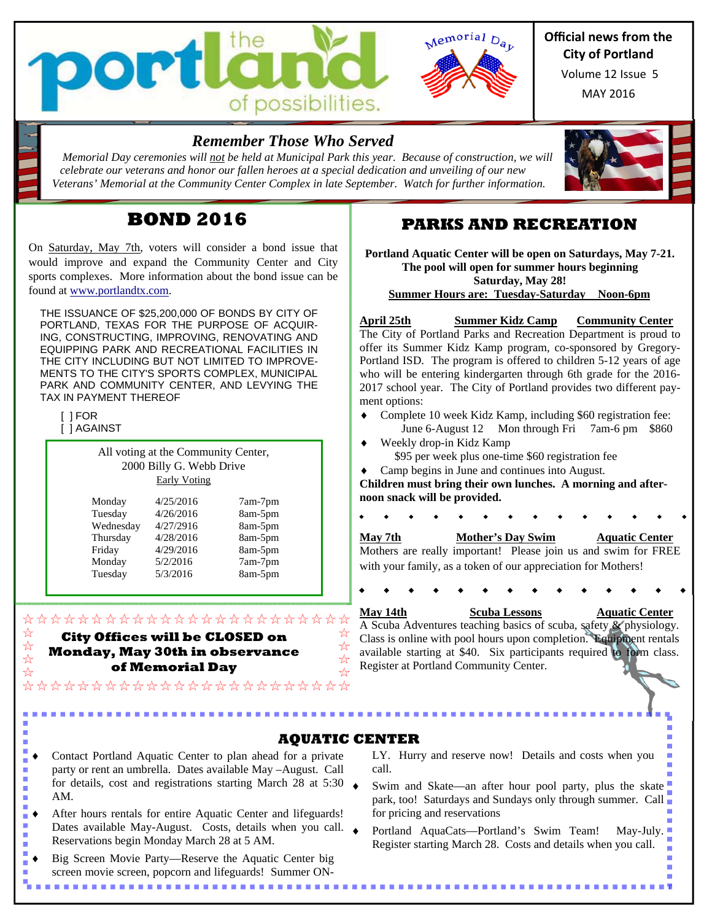# the portland of possibilities.

Memorial Day

**Official news from the City of Portland**
Volume 12 Issue 5
MAY 2016

## *Remember Those Who Served*

*Memorial Day ceremonies will not be held at Municipal Park this year. Because of construction, we will celebrate our veterans and honor our fallen heroes at a special dedication and unveiling of our new Veterans' Memorial at the Community Center Complex in late September. Watch for further information.*

## BOND 2016

On Saturday, May 7th, voters will consider a bond issue that would improve and expand the Community Center and City sports complexes. More information about the bond issue can be found at www.portlandtx.com.

THE ISSUANCE OF $25,200,000 OF BONDS BY CITY OF PORTLAND, TEXAS FOR THE PURPOSE OF ACQUIRING, CONSTRUCTING, IMPROVING, RENOVATING AND EQUIPPING PARK AND RECREATIONAL FACILITIES IN THE CITY INCLUDING BUT NOT LIMITED TO IMPROVEMENTS TO THE CITY'S SPORTS COMPLEX, MUNICIPAL PARK AND COMMUNITY CENTER, AND LEVYING THE TAX IN PAYMENT THEREOF

[ ] FOR
[ ] AGAINST

All voting at the Community Center,
2000 Billy G. Webb Drive

Early Voting

| | | |
|---|---|---|
| Monday | 4/25/2016 | 7am-7pm |
| Tuesday | 4/26/2016 | 8am-5pm |
| Wednesday | 4/27/2916 | 8am-5pm |
| Thursday | 4/28/2016 | 8am-5pm |
| Friday | 4/29/2016 | 8am-5pm |
| Monday | 5/2/2016 | 7am-7pm |
| Tuesday | 5/3/2016 | 8am-5pm |

**City Offices will be CLOSED on Monday, May 30th in observance of Memorial Day**

## PARKS AND RECREATION

**Portland Aquatic Center will be open on Saturdays, May 7-21. The pool will open for summer hours beginning Saturday, May 28!**
**Summer Hours are: Tuesday-Saturday Noon-6pm**

**April 25th — Summer Kidz Camp — Community Center**

The City of Portland Parks and Recreation Department is proud to offer its Summer Kidz Kamp program, co-sponsored by Gregory-Portland ISD. The program is offered to children 5-12 years of age who will be entering kindergarten through 6th grade for the 2016-2017 school year. The City of Portland provides two different payment options:

- Complete 10 week Kidz Kamp, including $60 registration fee: June 6-August 12 Mon through Fri 7am-6 pm $860
- Weekly drop-in Kidz Kamp $95 per week plus one-time $60 registration fee
- Camp begins in June and continues into August.

**Children must bring their own lunches. A morning and afternoon snack will be provided.**

**May 7th — Mother's Day Swim — Aquatic Center**

Mothers are really important! Please join us and swim for FREE with your family, as a token of our appreciation for Mothers!

**May 14th — Scuba Lessons — Aquatic Center**

A Scuba Adventures teaching basics of scuba, safety & physiology. Class is online with pool hours upon completion. Equipment rentals available starting at $40. Six participants required to form class. Register at Portland Community Center.

## AQUATIC CENTER

- Contact Portland Aquatic Center to plan ahead for a private party or rent an umbrella. Dates available May –August. Call for details, cost and registrations starting March 28 at 5:30 AM.
- After hours rentals for entire Aquatic Center and lifeguards! Dates available May-August. Costs, details when you call. Reservations begin Monday March 28 at 5 AM.
- Big Screen Movie Party—Reserve the Aquatic Center big screen movie screen, popcorn and lifeguards! Summer ONLY. Hurry and reserve now! Details and costs when you call.
- Swim and Skate—an after hour pool party, plus the skate park, too! Saturdays and Sundays only through summer. Call for pricing and reservations
- Portland AquaCats—Portland's Swim Team! May-July. Register starting March 28. Costs and details when you call.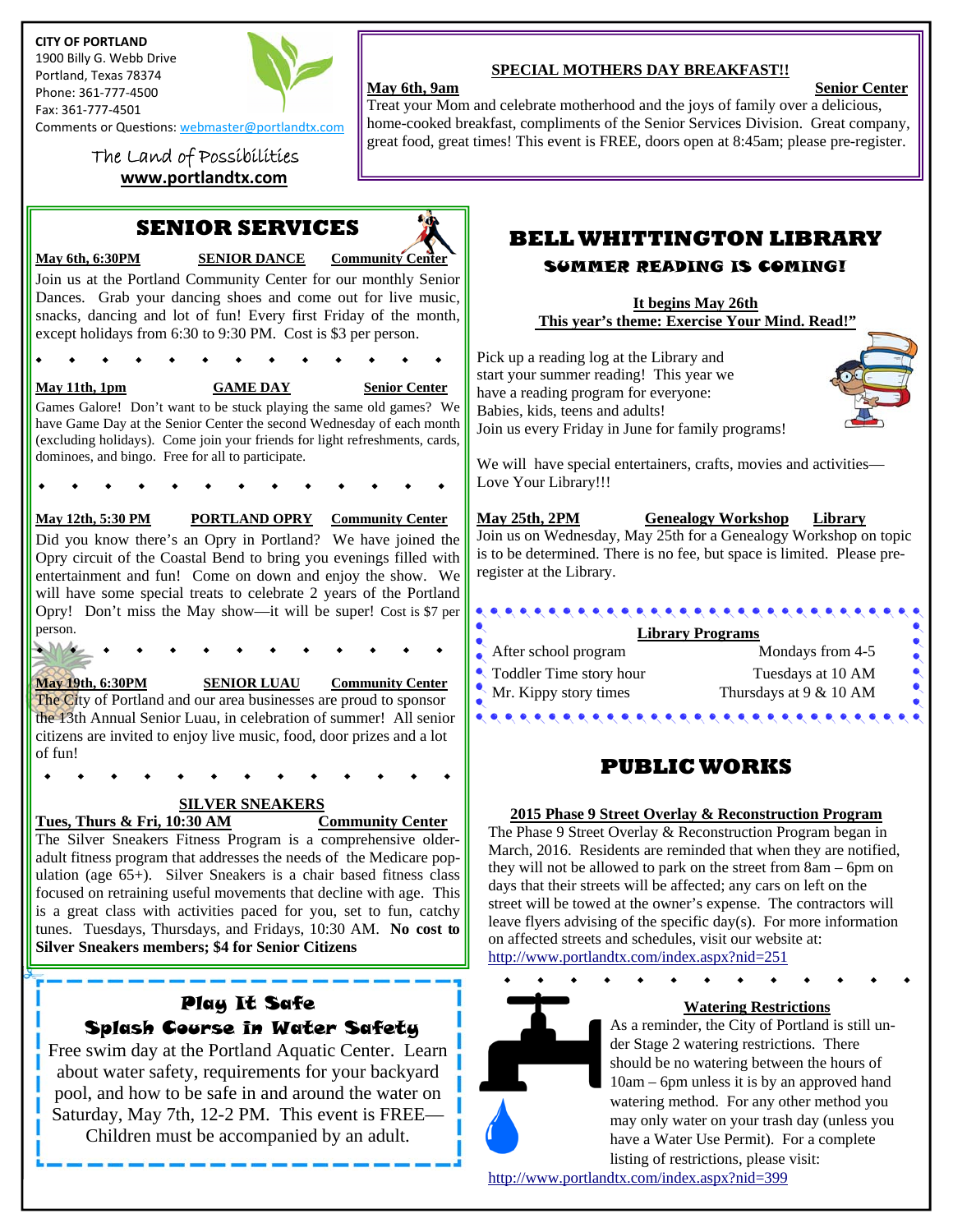**CITY OF PORTLAND**
1900 Billy G. Webb Drive
Portland, Texas 78374
Phone: 361-777-4500
Fax: 361-777-4501
Comments or Questions: webmaster@portlandtx.com

The Land of Possibilities
**www.portlandtx.com**

**SPECIAL MOTHERS DAY BREAKFAST!!**

**May 6th, 9am** — **Senior Center**

Treat your Mom and celebrate motherhood and the joys of family over a delicious, home-cooked breakfast, compliments of the Senior Services Division. Great company, great food, great times! This event is FREE, doors open at 8:45am; please pre-register.

## SENIOR SERVICES

**May 6th, 6:30PM** — **SENIOR DANCE** — **Community Center**

Join us at the Portland Community Center for our monthly Senior Dances. Grab your dancing shoes and come out for live music, snacks, dancing and lot of fun! Every first Friday of the month, except holidays from 6:30 to 9:30 PM. Cost is $3 per person.

**May 11th, 1pm** — **GAME DAY** — **Senior Center**

Games Galore! Don't want to be stuck playing the same old games? We have Game Day at the Senior Center the second Wednesday of each month (excluding holidays). Come join your friends for light refreshments, cards, dominoes, and bingo. Free for all to participate.

**May 12th, 5:30 PM** — **PORTLAND OPRY** — **Community Center**

Did you know there's an Opry in Portland? We have joined the Opry circuit of the Coastal Bend to bring you evenings filled with entertainment and fun! Come on down and enjoy the show. We will have some special treats to celebrate 2 years of the Portland Opry! Don't miss the May show—it will be super! Cost is $7 per person.

**May 19th, 6:30PM** — **SENIOR LUAU** — **Community Center**

The City of Portland and our area businesses are proud to sponsor the 13th Annual Senior Luau, in celebration of summer! All senior citizens are invited to enjoy live music, food, door prizes and a lot of fun!

**SILVER SNEAKERS**

**Tues, Thurs & Fri, 10:30 AM** — **Community Center**

The Silver Sneakers Fitness Program is a comprehensive older-adult fitness program that addresses the needs of the Medicare population (age 65+). Silver Sneakers is a chair based fitness class focused on retraining useful movements that decline with age. This is a great class with activities paced for you, set to fun, catchy tunes. Tuesdays, Thursdays, and Fridays, 10:30 AM. **No cost to Silver Sneakers members; $4 for Senior Citizens**

## Play It Safe
### Splash Course in Water Safety

Free swim day at the Portland Aquatic Center. Learn about water safety, requirements for your backyard pool, and how to be safe in and around the water on Saturday, May 7th, 12-2 PM. This event is FREE—Children must be accompanied by an adult.

## BELL WHITTINGTON LIBRARY

### SUMMER READING IS COMING!

**It begins May 26th**
**This year's theme: Exercise Your Mind. Read!"**

Pick up a reading log at the Library and start your summer reading! This year we have a reading program for everyone: Babies, kids, teens and adults!
Join us every Friday in June for family programs!

We will have special entertainers, crafts, movies and activities—Love Your Library!!!

**May 25th, 2PM** — **Genealogy Workshop** — **Library**

Join us on Wednesday, May 25th for a Genealogy Workshop on topic is to be determined. There is no fee, but space is limited. Please pre-register at the Library.

**Library Programs**

| | |
|---|---|
| After school program | Mondays from 4-5 |
| Toddler Time story hour | Tuesdays at 10 AM |
| Mr. Kippy story times | Thursdays at 9 & 10 AM |

## PUBLIC WORKS

**2015 Phase 9 Street Overlay & Reconstruction Program**

The Phase 9 Street Overlay & Reconstruction Program began in March, 2016. Residents are reminded that when they are notified, they will not be allowed to park on the street from 8am – 6pm on days that their streets will be affected; any cars on left on the street will be towed at the owner's expense. The contractors will leave flyers advising of the specific day(s). For more information on affected streets and schedules, visit our website at: http://www.portlandtx.com/index.aspx?nid=251

**Watering Restrictions**

As a reminder, the City of Portland is still under Stage 2 watering restrictions. There should be no watering between the hours of 10am – 6pm unless it is by an approved hand watering method. For any other method you may only water on your trash day (unless you have a Water Use Permit). For a complete listing of restrictions, please visit: http://www.portlandtx.com/index.aspx?nid=399